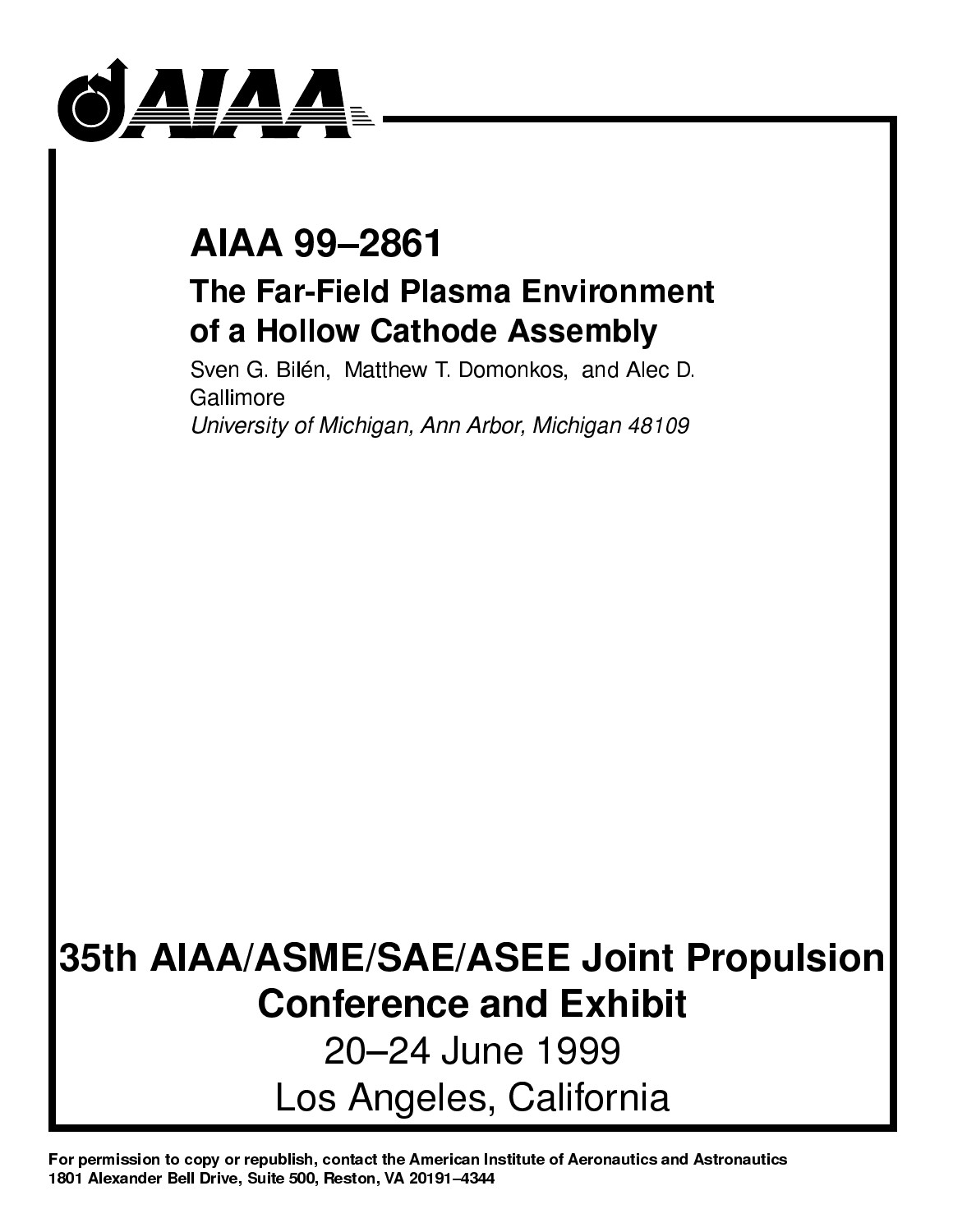# AIAA 99–2861

## The Far-Field Plasma Environment of a Hollow Cathode Assembly

Sven G. Bilén, Matthew T. Domonkos, and Alec D. Gallimore

*University of Michigan, Ann Arbor, Michigan 48109*

## 35th AIAA/ASME/SAE/ASEE Joint Propulsion Conference and Exhibit

20–24 June 1999

Los Angeles, California

**For permission to copy or republish, contact the American Institute of Aeronautics and Astronautics 1801 Alexander Bell Drive, Suite 500, Reston, VA 20191–4344**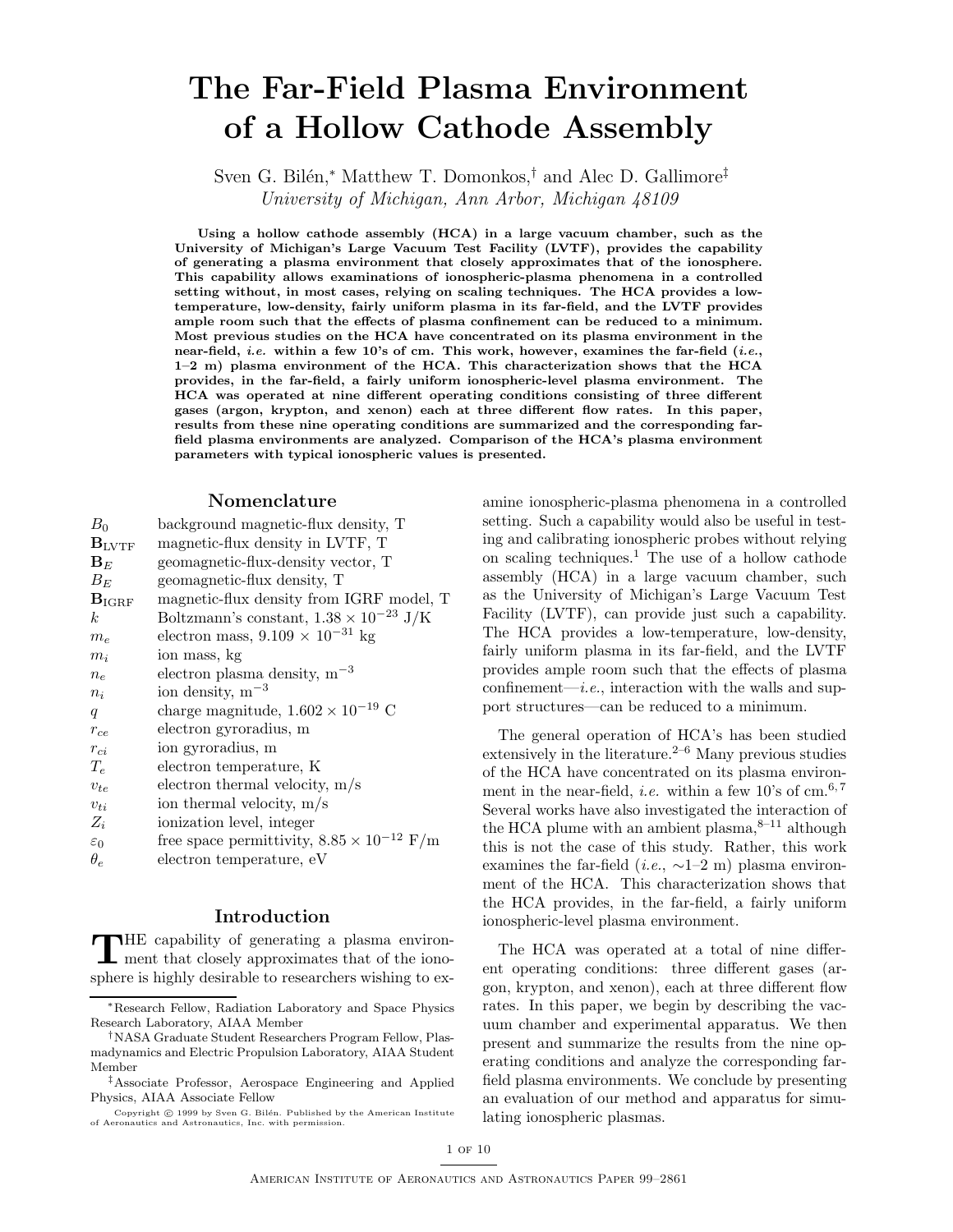# The Far-Field Plasma Environment of a Hollow Cathode Assembly

Sven G. Bilén,* Matthew T. Domonkos,† and Alec D. Gallimore‡

*University of Michigan, Ann Arbor, Michigan 48109*

**Using a hollow cathode assembly (HCA) in a large vacuum chamber, such as the University of Michigan's Large Vacuum Test Facility (LVTF), provides the capability of generating a plasma environment that closely approximates that of the ionosphere. This capability allows examinations of ionospheric-plasma phenomena in a controlled setting without, in most cases, relying on scaling techniques. The HCA provides a low-temperature, low-density, fairly uniform plasma in its far-field, and the LVTF provides ample room such that the effects of plasma confinement can be reduced to a minimum. Most previous studies on the HCA have concentrated on its plasma environment in the near-field, *i.e.* within a few 10's of cm. This work, however, examines the far-field (*i.e.*, 1–2 m) plasma environment of the HCA. This characterization shows that the HCA provides, in the far-field, a fairly uniform ionospheric-level plasma environment. The HCA was operated at nine different operating conditions consisting of three different gases (argon, krypton, and xenon) each at three different flow rates. In this paper, results from these nine operating conditions are summarized and the corresponding far-field plasma environments are analyzed. Comparison of the HCA's plasma environment parameters with typical ionospheric values is presented.**

## Nomenclature

| | |
|---|---|
| $B_0$ | background magnetic-flux density, T |
| $\mathbf{B}_{\text{LVTF}}$ | magnetic-flux density in LVTF, T |
| $\mathbf{B}_E$ | geomagnetic-flux-density vector, T |
| $B_E$ | geomagnetic-flux density, T |
| $\mathbf{B}_{\text{IGRF}}$ | magnetic-flux density from IGRF model, T |
| $k$ | Boltzmann's constant, $1.38 \times 10^{-23}$ J/K |
| $m_e$ | electron mass, $9.109 \times 10^{-31}$ kg |
| $m_i$ | ion mass, kg |
| $n_e$ | electron plasma density, $\text{m}^{-3}$ |
| $n_i$ | ion density, $\text{m}^{-3}$ |
| $q$ | charge magnitude, $1.602 \times 10^{-19}$ C |
| $r_{ce}$ | electron gyroradius, m |
| $r_{ci}$ | ion gyroradius, m |
| $T_e$ | electron temperature, K |
| $v_{te}$ | electron thermal velocity, m/s |
| $v_{ti}$ | ion thermal velocity, m/s |
| $Z_i$ | ionization level, integer |
| $\varepsilon_0$ | free space permittivity, $8.85 \times 10^{-12}$ F/m |
| $\theta_e$ | electron temperature, eV |

## Introduction

THE capability of generating a plasma environment that closely approximates that of the ionosphere is highly desirable to researchers wishing to examine ionospheric-plasma phenomena in a controlled setting. Such a capability would also be useful in testing and calibrating ionospheric probes without relying on scaling techniques.[1] The use of a hollow cathode assembly (HCA) in a large vacuum chamber, such as the University of Michigan's Large Vacuum Test Facility (LVTF), can provide just such a capability. The HCA provides a low-temperature, low-density, fairly uniform plasma in its far-field, and the LVTF provides ample room such that the effects of plasma confinement—*i.e.*, interaction with the walls and support structures—can be reduced to a minimum.

The general operation of HCA's has been studied extensively in the literature.[2–6] Many previous studies of the HCA have concentrated on its plasma environment in the near-field, *i.e.* within a few 10's of cm.[6,7] Several works have also investigated the interaction of the HCA plume with an ambient plasma,[8–11] although this is not the case of this study. Rather, this work examines the far-field (*i.e.*, ∼1–2 m) plasma environment of the HCA. This characterization shows that the HCA provides, in the far-field, a fairly uniform ionospheric-level plasma environment.

The HCA was operated at a total of nine different operating conditions: three different gases (argon, krypton, and xenon), each at three different flow rates. In this paper, we begin by describing the vacuum chamber and experimental apparatus. We then present and summarize the results from the nine operating conditions and analyze the corresponding far-field plasma environments. We conclude by presenting an evaluation of our method and apparatus for simulating ionospheric plasmas.

---

*Research Fellow, Radiation Laboratory and Space Physics Research Laboratory, AIAA Member

†NASA Graduate Student Researchers Program Fellow, Plasmadynamics and Electric Propulsion Laboratory, AIAA Student Member

‡Associate Professor, Aerospace Engineering and Applied Physics, AIAA Associate Fellow

Copyright © 1999 by Sven G. Bilén. Published by the American Institute of Aeronautics and Astronautics, Inc. with permission.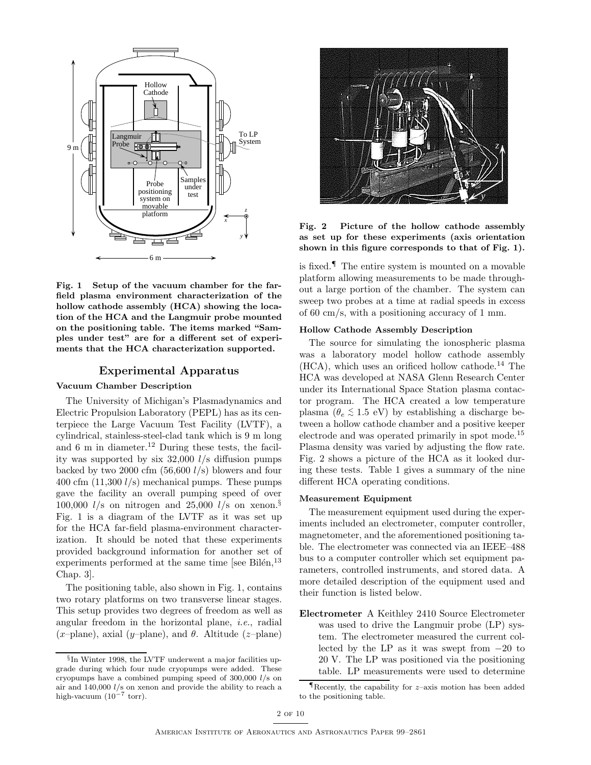Fig. 1 Setup of the vacuum chamber for the far-field plasma environment characterization of the hollow cathode assembly (HCA) showing the location of the HCA and the Langmuir probe mounted on the positioning table. The items marked "Samples under test" are for a different set of experiments that the HCA characterization supported.

Fig. 2 Picture of the hollow cathode assembly as set up for these experiments (axis orientation shown in this figure corresponds to that of Fig. 1).

## Experimental Apparatus

### Vacuum Chamber Description

The University of Michigan's Plasmadynamics and Electric Propulsion Laboratory (PEPL) has as its centerpiece the Large Vacuum Test Facility (LVTF), a cylindrical, stainless-steel-clad tank which is 9 m long and 6 m in diameter.[12] During these tests, the facility was supported by six 32,000 $l$/s diffusion pumps backed by two 2000 cfm (56,600 $l$/s) blowers and four 400 cfm (11,300 $l$/s) mechanical pumps. These pumps gave the facility an overall pumping speed of over 100,000 $l$/s on nitrogen and 25,000 $l$/s on xenon.[§] Fig. 1 is a diagram of the LVTF as it was set up for the HCA far-field plasma-environment characterization. It should be noted that these experiments provided background information for another set of experiments performed at the same time [see Bilén,[13] Chap. 3].

The positioning table, also shown in Fig. 1, contains two rotary platforms on two transverse linear stages. This setup provides two degrees of freedom as well as angular freedom in the horizontal plane, *i.e.*, radial ($x$–plane), axial ($y$–plane), and $\theta$. Altitude ($z$–plane) is fixed.[¶] The entire system is mounted on a movable platform allowing measurements to be made throughout a large portion of the chamber. The system can sweep two probes at a time at radial speeds in excess of 60 cm/s, with a positioning accuracy of 1 mm.

### Hollow Cathode Assembly Description

The source for simulating the ionospheric plasma was a laboratory model hollow cathode assembly (HCA), which uses an orificed hollow cathode.[14] The HCA was developed at NASA Glenn Research Center under its International Space Station plasma contactor program. The HCA created a low temperature plasma ($\theta_e \lesssim 1.5$ eV) by establishing a discharge between a hollow cathode chamber and a positive keeper electrode and was operated primarily in spot mode.[15] Plasma density was varied by adjusting the flow rate. Fig. 2 shows a picture of the HCA as it looked during these tests. Table 1 gives a summary of the nine different HCA operating conditions.

### Measurement Equipment

The measurement equipment used during the experiments included an electrometer, computer controller, magnetometer, and the aforementioned positioning table. The electrometer was connected via an IEEE–488 bus to a computer controller which set equipment parameters, controlled instruments, and stored data. A more detailed description of the equipment used and their function is listed below.

**Electrometer** A Keithley 2410 Source Electrometer was used to drive the Langmuir probe (LP) system. The electrometer measured the current collected by the LP as it was swept from −20 to 20 V. The LP was positioned via the positioning table. LP measurements were used to determine

[§] In Winter 1998, the LVTF underwent a major facilities upgrade during which four nude cryopumps were added. These cryopumps have a combined pumping speed of 300,000 $l$/s on air and 140,000 $l$/s on xenon and provide the ability to reach a high-vacuum ($10^{-7}$ torr).

[¶] Recently, the capability for $z$–axis motion has been added to the positioning table.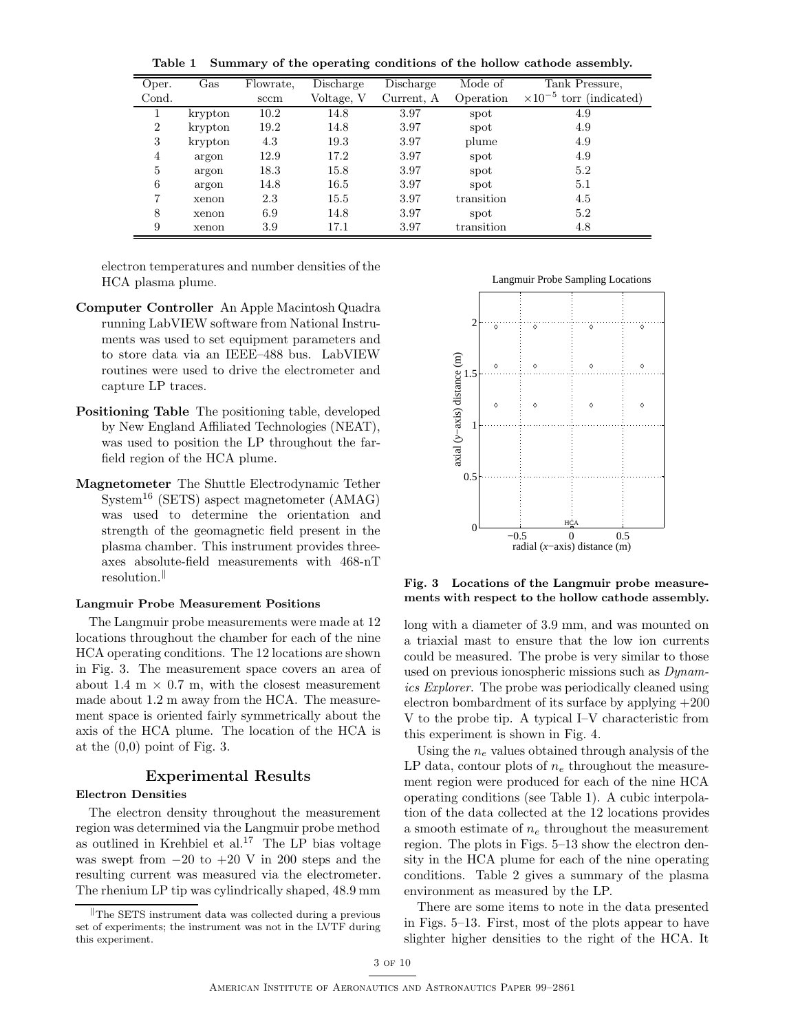**Table 1 Summary of the operating conditions of the hollow cathode assembly.**

| Oper. Cond. | Gas | Flowrate, sccm | Discharge Voltage, V | Discharge Current, A | Mode of Operation | Tank Pressure, $\times 10^{-5}$ torr (indicated) |
|---|---|---|---|---|---|---|
| 1 | krypton | 10.2 | 14.8 | 3.97 | spot | 4.9 |
| 2 | krypton | 19.2 | 14.8 | 3.97 | spot | 4.9 |
| 3 | krypton | 4.3 | 19.3 | 3.97 | plume | 4.9 |
| 4 | argon | 12.9 | 17.2 | 3.97 | spot | 4.9 |
| 5 | argon | 18.3 | 15.8 | 3.97 | spot | 5.2 |
| 6 | argon | 14.8 | 16.5 | 3.97 | spot | 5.1 |
| 7 | xenon | 2.3 | 15.5 | 3.97 | transition | 4.5 |
| 8 | xenon | 6.9 | 14.8 | 3.97 | spot | 5.2 |
| 9 | xenon | 3.9 | 17.1 | 3.97 | transition | 4.8 |

electron temperatures and number densities of the HCA plasma plume.

**Computer Controller** An Apple Macintosh Quadra running LabVIEW software from National Instruments was used to set equipment parameters and to store data via an IEEE–488 bus. LabVIEW routines were used to drive the electrometer and capture LP traces.

**Positioning Table** The positioning table, developed by New England Affiliated Technologies (NEAT), was used to position the LP throughout the far-field region of the HCA plume.

**Magnetometer** The Shuttle Electrodynamic Tether System[16] (SETS) aspect magnetometer (AMAG) was used to determine the orientation and strength of the geomagnetic field present in the plasma chamber. This instrument provides three-axes absolute-field measurements with 468-nT resolution.[‖]

#### Langmuir Probe Measurement Positions

The Langmuir probe measurements were made at 12 locations throughout the chamber for each of the nine HCA operating conditions. The 12 locations are shown in Fig. 3. The measurement space covers an area of about 1.4 m × 0.7 m, with the closest measurement made about 1.2 m away from the HCA. The measurement space is oriented fairly symmetrically about the axis of the HCA plume. The location of the HCA is at the (0,0) point of Fig. 3.

**Fig. 3 Locations of the Langmuir probe measurements with respect to the hollow cathode assembly.**

## Experimental Results

#### Electron Densities

The electron density throughout the measurement region was determined via the Langmuir probe method as outlined in Krehbiel et al.[17] The LP bias voltage was swept from −20 to +20 V in 200 steps and the resulting current was measured via the electrometer. The rhenium LP tip was cylindrically shaped, 48.9 mm long with a diameter of 3.9 mm, and was mounted on a triaxial mast to ensure that the low ion currents could be measured. The probe is very similar to those used on previous ionospheric missions such as *Dynamics Explorer*. The probe was periodically cleaned using electron bombardment of its surface by applying +200 V to the probe tip. A typical I–V characteristic from this experiment is shown in Fig. 4.

Using the $n_e$ values obtained through analysis of the LP data, contour plots of $n_e$ throughout the measurement region were produced for each of the nine HCA operating conditions (see Table 1). A cubic interpolation of the data collected at the 12 locations provides a smooth estimate of $n_e$ throughout the measurement region. The plots in Figs. 5–13 show the electron density in the HCA plume for each of the nine operating conditions. Table 2 gives a summary of the plasma environment as measured by the LP.

There are some items to note in the data presented in Figs. 5–13. First, most of the plots appear to have slighter higher densities to the right of the HCA. It

[‖] The SETS instrument data was collected during a previous set of experiments; the instrument was not in the LVTF during this experiment.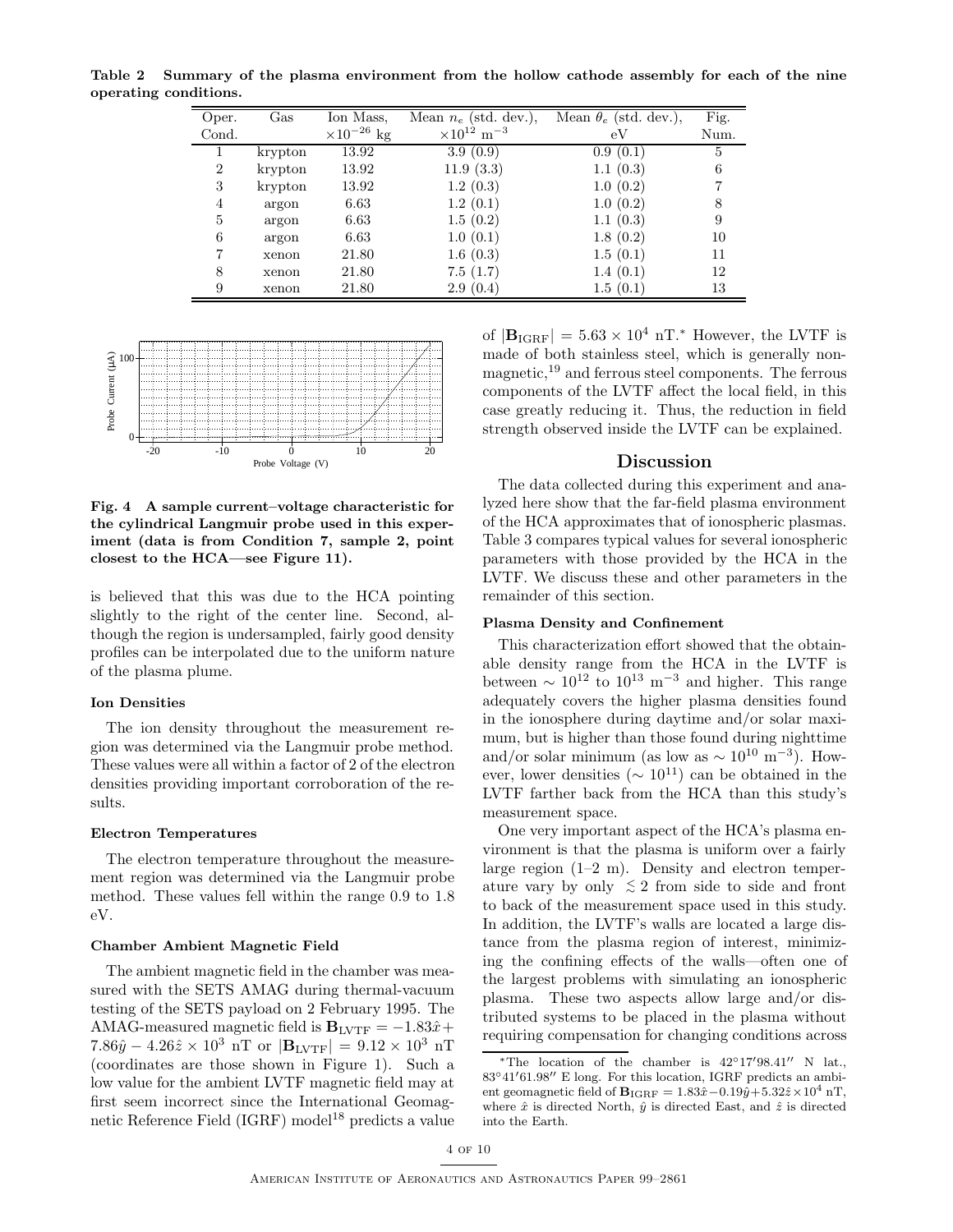**Table 2 Summary of the plasma environment from the hollow cathode assembly for each of the nine operating conditions.**

| Oper. Cond. | Gas | Ion Mass, $\times 10^{-26}$ kg | Mean $n_e$ (std. dev.), $\times 10^{12}$ m$^{-3}$ | Mean $\theta_e$ (std. dev.), eV | Fig. Num. |
|---|---|---|---|---|---|
| 1 | krypton | 13.92 | 3.9 (0.9) | 0.9 (0.1) | 5 |
| 2 | krypton | 13.92 | 11.9 (3.3) | 1.1 (0.3) | 6 |
| 3 | krypton | 13.92 | 1.2 (0.3) | 1.0 (0.2) | 7 |
| 4 | argon | 6.63 | 1.2 (0.1) | 1.0 (0.2) | 8 |
| 5 | argon | 6.63 | 1.5 (0.2) | 1.1 (0.3) | 9 |
| 6 | argon | 6.63 | 1.0 (0.1) | 1.8 (0.2) | 10 |
| 7 | xenon | 21.80 | 1.6 (0.3) | 1.5 (0.1) | 11 |
| 8 | xenon | 21.80 | 7.5 (1.7) | 1.4 (0.1) | 12 |
| 9 | xenon | 21.80 | 2.9 (0.4) | 1.5 (0.1) | 13 |

**Fig. 4 A sample current–voltage characteristic for the cylindrical Langmuir probe used in this experiment (data is from Condition 7, sample 2, point closest to the HCA—see Figure 11).**

is believed that this was due to the HCA pointing slightly to the right of the center line. Second, although the region is undersampled, fairly good density profiles can be interpolated due to the uniform nature of the plasma plume.

#### Ion Densities

The ion density throughout the measurement region was determined via the Langmuir probe method. These values were all within a factor of 2 of the electron densities providing important corroboration of the results.

#### Electron Temperatures

The electron temperature throughout the measurement region was determined via the Langmuir probe method. These values fell within the range 0.9 to 1.8 eV.

#### Chamber Ambient Magnetic Field

The ambient magnetic field in the chamber was measured with the SETS AMAG during thermal-vacuum testing of the SETS payload on 2 February 1995. The AMAG-measured magnetic field is $\mathbf{B}_{\mathrm{LVTF}} = -1.83\hat{x} + 7.86\hat{y} - 4.26\hat{z} \times 10^3$ nT or $|\mathbf{B}_{\mathrm{LVTF}}| = 9.12 \times 10^3$ nT (coordinates are those shown in Figure 1). Such a low value for the ambient LVTF magnetic field may at first seem incorrect since the International Geomagnetic Reference Field (IGRF) model[18] predicts a value of $|\mathbf{B}_{\mathrm{IGRF}}| = 5.63 \times 10^4$ nT.* However, the LVTF is made of both stainless steel, which is generally nonmagnetic,[19] and ferrous steel components. The ferrous components of the LVTF affect the local field, in this case greatly reducing it. Thus, the reduction in field strength observed inside the LVTF can be explained.

## Discussion

The data collected during this experiment and analyzed here show that the far-field plasma environment of the HCA approximates that of ionospheric plasmas. Table 3 compares typical values for several ionospheric parameters with those provided by the HCA in the LVTF. We discuss these and other parameters in the remainder of this section.

#### Plasma Density and Confinement

This characterization effort showed that the obtainable density range from the HCA in the LVTF is between $\sim 10^{12}$ to $10^{13}$ m$^{-3}$ and higher. This range adequately covers the higher plasma densities found in the ionosphere during daytime and/or solar maximum, but is higher than those found during nighttime and/or solar minimum (as low as $\sim 10^{10}$ m$^{-3}$). However, lower densities ($\sim 10^{11}$) can be obtained in the LVTF farther back from the HCA than this study's measurement space.

One very important aspect of the HCA's plasma environment is that the plasma is uniform over a fairly large region (1–2 m). Density and electron temperature vary by only $\lesssim 2$ from side to side and front to back of the measurement space used in this study. In addition, the LVTF's walls are located a large distance from the plasma region of interest, minimizing the confining effects of the walls—often one of the largest problems with simulating an ionospheric plasma. These two aspects allow large and/or distributed systems to be placed in the plasma without requiring compensation for changing conditions across

*The location of the chamber is 42°17′98.41″ N lat., 83°41′61.98″ E long. For this location, IGRF predicts an ambient geomagnetic field of $\mathbf{B}_{\mathrm{IGRF}} = 1.83\hat{x} - 0.19\hat{y} + 5.32\hat{z} \times 10^4$ nT, where $\hat{x}$ is directed North, $\hat{y}$ is directed East, and $\hat{z}$ is directed into the Earth.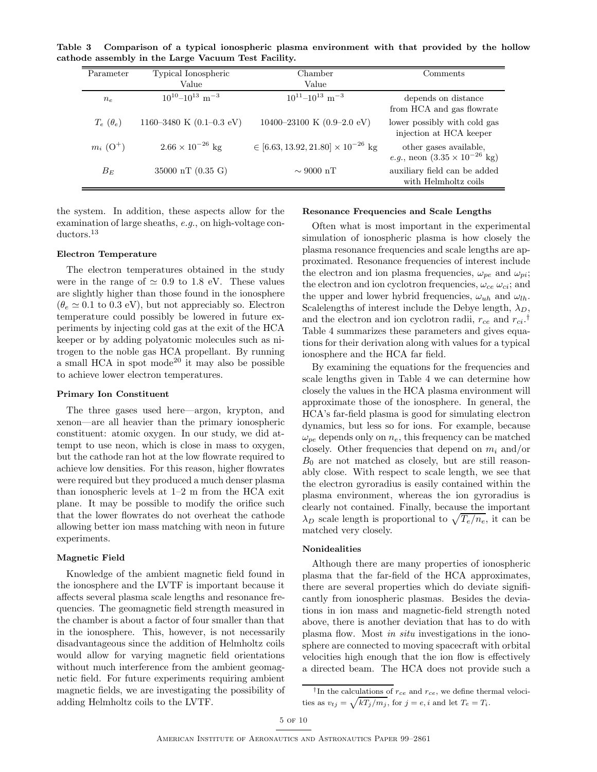**Table 3 Comparison of a typical ionospheric plasma environment with that provided by the hollow cathode assembly in the Large Vacuum Test Facility.**

| Parameter | Typical Ionospheric Value | Chamber Value | Comments |
|---|---|---|---|
| $n_e$ | $10^{10}$–$10^{13}$ m$^{-3}$ | $10^{11}$–$10^{13}$ m$^{-3}$ | depends on distance from HCA and gas flowrate |
| $T_e$ ($\theta_e$) | 1160–3480 K (0.1–0.3 eV) | 10400–23100 K (0.9–2.0 eV) | lower possibly with cold gas injection at HCA keeper |
| $m_i$ ($O^+$) | $2.66 \times 10^{-26}$ kg | $\in [6.63, 13.92, 21.80] \times 10^{-26}$ kg | other gases available, *e.g.*, neon ($3.35 \times 10^{-26}$ kg) |
| $B_E$ | 35000 nT (0.35 G) | $\sim 9000$ nT | auxiliary field can be added with Helmholtz coils |

the system. In addition, these aspects allow for the examination of large sheaths, *e.g.*, on high-voltage conductors.[13]

### Electron Temperature

The electron temperatures obtained in the study were in the range of $\simeq 0.9$ to 1.8 eV. These values are slightly higher than those found in the ionosphere ($\theta_e \simeq 0.1$ to 0.3 eV), but not appreciably so. Electron temperature could possibly be lowered in future experiments by injecting cold gas at the exit of the HCA keeper or by adding polyatomic molecules such as nitrogen to the noble gas HCA propellant. By running a small HCA in spot mode[20] it may also be possible to achieve lower electron temperatures.

### Primary Ion Constituent

The three gases used here—argon, krypton, and xenon—are all heavier than the primary ionospheric constituent: atomic oxygen. In our study, we did attempt to use neon, which is close in mass to oxygen, but the cathode ran hot at the low flowrate required to achieve low densities. For this reason, higher flowrates were required but they produced a much denser plasma than ionospheric levels at 1–2 m from the HCA exit plane. It may be possible to modify the orifice such that the lower flowrates do not overheat the cathode allowing better ion mass matching with neon in future experiments.

### Magnetic Field

Knowledge of the ambient magnetic field found in the ionosphere and the LVTF is important because it affects several plasma scale lengths and resonance frequencies. The geomagnetic field strength measured in the chamber is about a factor of four smaller than that in the ionosphere. This, however, is not necessarily disadvantageous since the addition of Helmholtz coils would allow for varying magnetic field orientations without much interference from the ambient geomagnetic field. For future experiments requiring ambient magnetic fields, we are investigating the possibility of adding Helmholtz coils to the LVTF.

### Resonance Frequencies and Scale Lengths

Often what is most important in the experimental simulation of ionospheric plasma is how closely the plasma resonance frequencies and scale lengths are approximated. Resonance frequencies of interest include the electron and ion plasma frequencies, $\omega_{pe}$ and $\omega_{pi}$; the electron and ion cyclotron frequencies, $\omega_{ce}$ $\omega_{ci}$; and the upper and lower hybrid frequencies, $\omega_{uh}$ and $\omega_{lh}$. Scalelengths of interest include the Debye length, $\lambda_D$, and the electron and ion cyclotron radii, $r_{ce}$ and $r_{ci}$.[†] Table 4 summarizes these parameters and gives equations for their derivation along with values for a typical ionosphere and the HCA far field.

By examining the equations for the frequencies and scale lengths given in Table 4 we can determine how closely the values in the HCA plasma environment will approximate those of the ionosphere. In general, the HCA's far-field plasma is good for simulating electron dynamics, but less so for ions. For example, because $\omega_{pe}$ depends only on $n_e$, this frequency can be matched closely. Other frequencies that depend on $m_i$ and/or $B_0$ are not matched as closely, but are still reasonably close. With respect to scale length, we see that the electron gyroradius is easily contained within the plasma environment, whereas the ion gyroradius is clearly not contained. Finally, because the important $\lambda_D$ scale length is proportional to $\sqrt{T_e/n_e}$, it can be matched very closely.

### Nonidealities

Although there are many properties of ionospheric plasma that the far-field of the HCA approximates, there are several properties which do deviate significantly from ionospheric plasmas. Besides the deviations in ion mass and magnetic-field strength noted above, there is another deviation that has to do with plasma flow. Most *in situ* investigations in the ionosphere are connected to moving spacecraft with orbital velocities high enough that the ion flow is effectively a directed beam. The HCA does not provide such a

[†] In the calculations of $r_{ce}$ and $r_{ce}$, we define thermal velocities as $v_{tj} = \sqrt{kT_j/m_j}$, for $j = e, i$ and let $T_e = T_i$.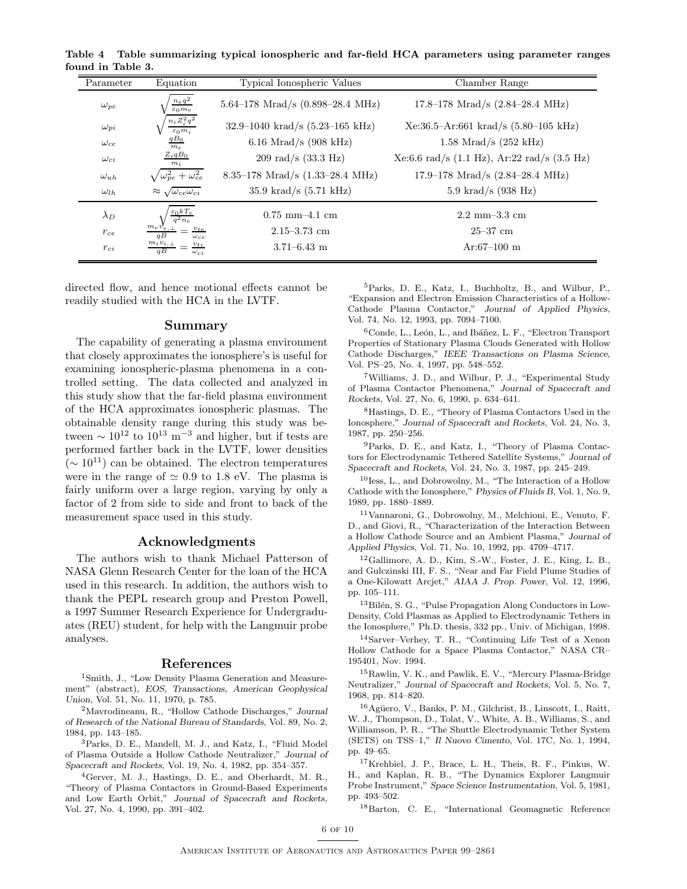**Table 4 Table summarizing typical ionospheric and far-field HCA parameters using parameter ranges found in Table 3.**

| Parameter | Equation | Typical Ionospheric Values | Chamber Range |
|---|---|---|---|
| $\omega_{pe}$ | $\sqrt{\frac{n_e q^2}{\varepsilon_0 m_e}}$ | 5.64–178 Mrad/s (0.898–28.4 MHz) | 17.8–178 Mrad/s (2.84–28.4 MHz) |
| $\omega_{pi}$ | $\sqrt{\frac{n_i Z_i^2 q^2}{\varepsilon_0 m_i}}$ | 32.9–1040 krad/s (5.23–165 kHz) | Xe:36.5–Ar:661 krad/s (5.80–105 kHz) |
| $\omega_{ce}$ | $\frac{qB_0}{m_e}$ | 6.16 Mrad/s (908 kHz) | 1.58 Mrad/s (252 kHz) |
| $\omega_{ci}$ | $\frac{Z_i q B_0}{m_i}$ | 209 rad/s (33.3 Hz) | Xe:6.6 rad/s (1.1 Hz), Ar:22 rad/s (3.5 Hz) |
| $\omega_{uh}$ | $\sqrt{\omega_{pe}^2 + \omega_{ce}^2}$ | 8.35–178 Mrad/s (1.33–28.4 MHz) | 17.9–178 Mrad/s (2.84–28.4 MHz) |
| $\omega_{lh}$ | $\approx \sqrt{\omega_{ce}\omega_{ci}}$ | 35.9 krad/s (5.71 kHz) | 5.9 krad/s (938 Hz) |
| $\lambda_D$ | $\sqrt{\frac{\varepsilon_0 k T_e}{q^2 n_e}}$ | 0.75 mm–4.1 cm | 2.2 mm–3.3 cm |
| $r_{ce}$ | $\frac{m_e v_{e,\perp}}{qB} = \frac{v_{te}}{\omega_{ce}}$ | 2.15–3.73 cm | 25–37 cm |
| $r_{ci}$ | $\frac{m_i v_{i,\perp}}{qB} = \frac{v_{ti}}{\omega_{ci}}$ | 3.71–6.43 m | Ar:67–100 m |

directed flow, and hence motional effects cannot be readily studied with the HCA in the LVTF.

## Summary

The capability of generating a plasma environment that closely approximates the ionosphere's is useful for examining ionospheric-plasma phenomena in a controlled setting. The data collected and analyzed in this study show that the far-field plasma environment of the HCA approximates ionospheric plasmas. The obtainable density range during this study was between $\sim 10^{12}$ to $10^{13}$ m$^{-3}$ and higher, but if tests are performed farther back in the LVTF, lower densities ($\sim 10^{11}$) can be obtained. The electron temperatures were in the range of $\simeq 0.9$ to 1.8 eV. The plasma is fairly uniform over a large region, varying by only a factor of 2 from side to side and front to back of the measurement space used in this study.

## Acknowledgments

The authors wish to thank Michael Patterson of NASA Glenn Research Center for the loan of the HCA used in this research. In addition, the authors wish to thank the PEPL research group and Preston Powell, a 1997 Summer Research Experience for Undergraduates (REU) student, for help with the Langmuir probe analyses.

## References

[1] Smith, J., "Low Density Plasma Generation and Measurement" (abstract), *EOS, Transactions, American Geophysical Union*, Vol. 51, No. 11, 1970, p. 785.

[2] Mavrodineanu, R., "Hollow Cathode Discharges," *Journal of Research of the National Bureau of Standards*, Vol. 89, No. 2, 1984, pp. 143–185.

[3] Parks, D. E., Mandell, M. J., and Katz, I., "Fluid Model of Plasma Outside a Hollow Cathode Neutralizer," *Journal of Spacecraft and Rockets*, Vol. 19, No. 4, 1982, pp. 354–357.

[4] Gerver, M. J., Hastings, D. E., and Oberhardt, M. R., "Theory of Plasma Contactors in Ground-Based Experiments and Low Earth Orbit," *Journal of Spacecraft and Rockets*, Vol. 27, No. 4, 1990, pp. 391–402.

[5] Parks, D. E., Katz, I., Buchholtz, B., and Wilbur, P., "Expansion and Electron Emission Characteristics of a Hollow-Cathode Plasma Contactor," *Journal of Applied Physics*, Vol. 74, No. 12, 1993, pp. 7094–7100.

[6] Conde, L., León, L., and Ibáñez, L. F., "Electron Transport Properties of Stationary Plasma Clouds Generated with Hollow Cathode Discharges," *IEEE Transactions on Plasma Science*, Vol. PS–25, No. 4, 1997, pp. 548–552.

[7] Williams, J. D., and Wilbur, P. J., "Experimental Study of Plasma Contactor Phenomena," *Journal of Spacecraft and Rockets*, Vol. 27, No. 6, 1990, p. 634–641.

[8] Hastings, D. E., "Theory of Plasma Contactors Used in the Ionosphere," *Journal of Spacecraft and Rockets*, Vol. 24, No. 3, 1987, pp. 250–256.

[9] Parks, D. E., and Katz, I., "Theory of Plasma Contactors for Electrodynamic Tethered Satellite Systems," *Journal of Spacecraft and Rockets*, Vol. 24, No. 3, 1987, pp. 245–249.

[10] Iess, L., and Dobrowolny, M., "The Interaction of a Hollow Cathode with the Ionosphere," *Physics of Fluids B*, Vol. 1, No. 9, 1989, pp. 1880–1889.

[11] Vannaroni, G., Dobrowolny, M., Melchioni, E., Venuto, F. D., and Giovi, R., "Characterization of the Interaction Between a Hollow Cathode Source and an Ambient Plasma," *Journal of Applied Physics*, Vol. 71, No. 10, 1992, pp. 4709–4717.

[12] Gallimore, A. D., Kim, S.-W., Foster, J. E., King, L. B., and Gulczinski III, F. S., "Near and Far Field Plume Studies of a One-Kilowatt Arcjet," *AIAA J. Prop. Power*, Vol. 12, 1996, pp. 105–111.

[13] Bilén, S. G., "Pulse Propagation Along Conductors in Low-Density, Cold Plasmas as Applied to Electrodynamic Tethers in the Ionosphere," Ph.D. thesis, 332 pp., Univ. of Michigan, 1998.

[14] Sarver–Verhey, T. R., "Continuing Life Test of a Xenon Hollow Cathode for a Space Plasma Contactor," NASA CR–195401, Nov. 1994.

[15] Rawlin, V. K., and Pawlik, E. V., "Mercury Plasma-Bridge Neutralizer," *Journal of Spacecraft and Rockets*, Vol. 5, No. 7, 1968, pp. 814–820.

[16] Agüero, V., Banks, P. M., Gilchrist, B., Linscott, I., Raitt, W. J., Thompson, D., Tolat, V., White, A. B., Williams, S., and Williamson, P. R., "The Shuttle Electrodynamic Tether System (SETS) on TSS–1," *Il Nuovo Cimento*, Vol. 17C, No. 1, 1994, pp. 49–65.

[17] Krehbiel, J. P., Brace, L. H., Theis, R. F., Pinkus, W. H., and Kaplan, R. B., "The Dynamics Explorer Langmuir Probe Instrument," *Space Science Instrumentation*, Vol. 5, 1981, pp. 493–502.

[18] Barton, C. E., "International Geomagnetic Reference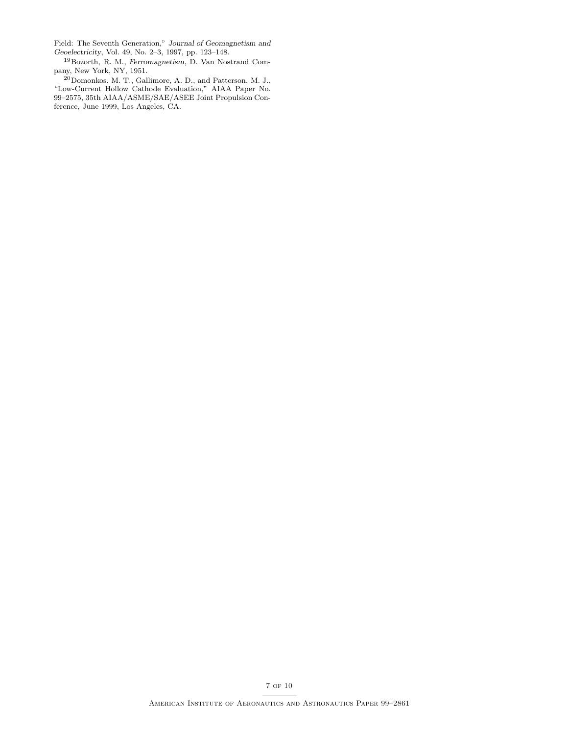Field: The Seventh Generation," *Journal of Geomagnetism and Geoelectricity*, Vol. 49, No. 2–3, 1997, pp. 123–148.

[19]Bozorth, R. M., *Ferromagnetism*, D. Van Nostrand Company, New York, NY, 1951.

[20]Domonkos, M. T., Gallimore, A. D., and Patterson, M. J., "Low-Current Hollow Cathode Evaluation," AIAA Paper No. 99–2575, 35th AIAA/ASME/SAE/ASEE Joint Propulsion Conference, June 1999, Los Angeles, CA.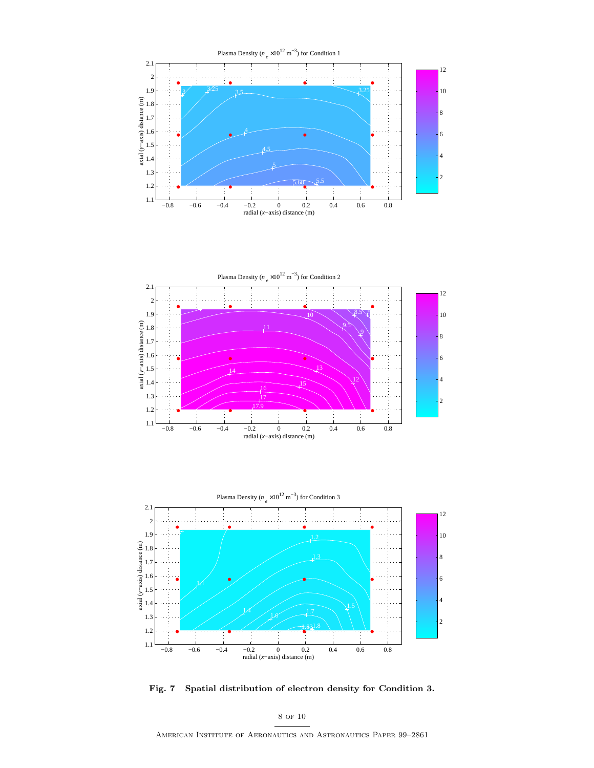Plasma Density ($n_e \times 10^{12}$ m$^{-3}$) for Condition 1

Plasma Density ($n_e \times 10^{12}$ m$^{-3}$) for Condition 2

Plasma Density ($n_e \times 10^{12}$ m$^{-3}$) for Condition 3

**Fig. 7 Spatial distribution of electron density for Condition 3.**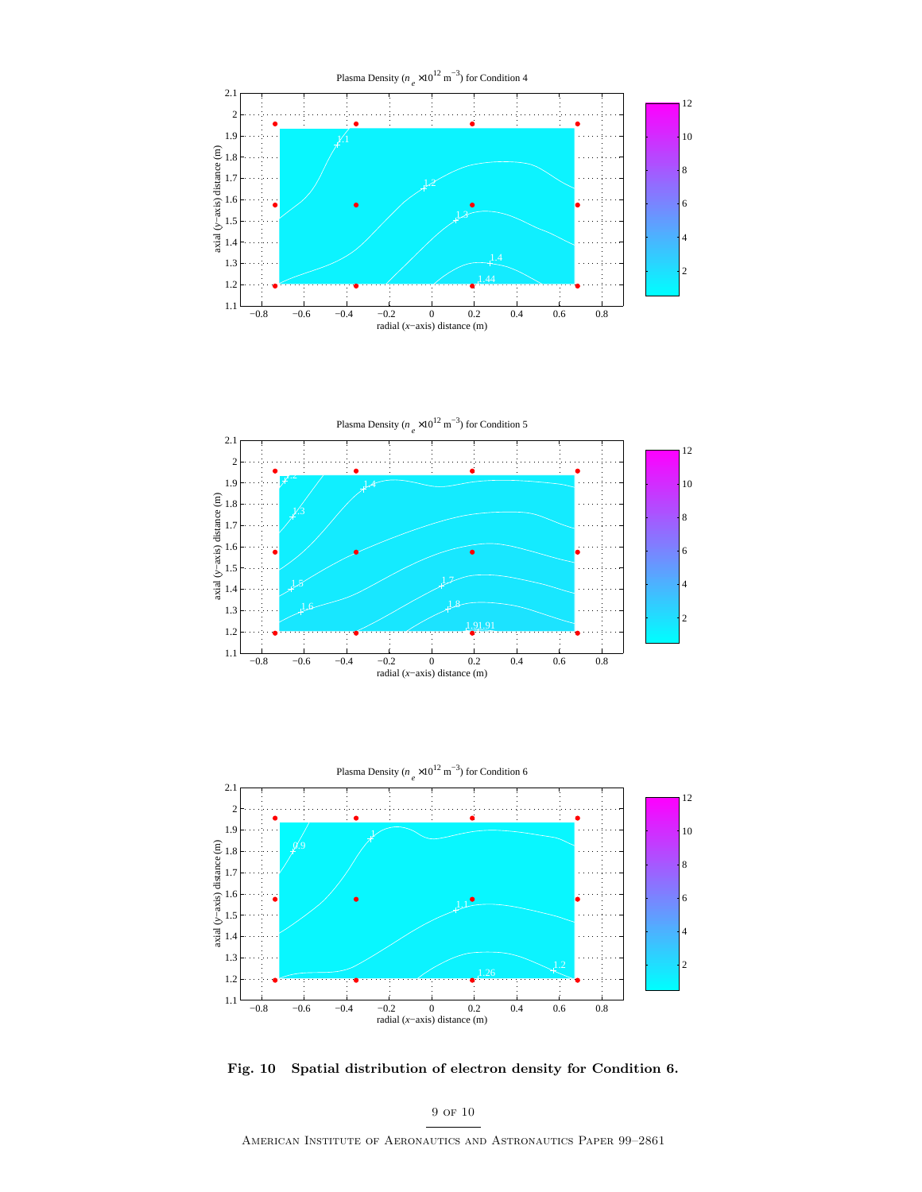Plasma Density ($n_e \times 10^{12}$ m$^{-3}$) for Condition 4

Plasma Density ($n_e \times 10^{12}$ m$^{-3}$) for Condition 5

Plasma Density ($n_e \times 10^{12}$ m$^{-3}$) for Condition 6

**Fig. 10 Spatial distribution of electron density for Condition 6.**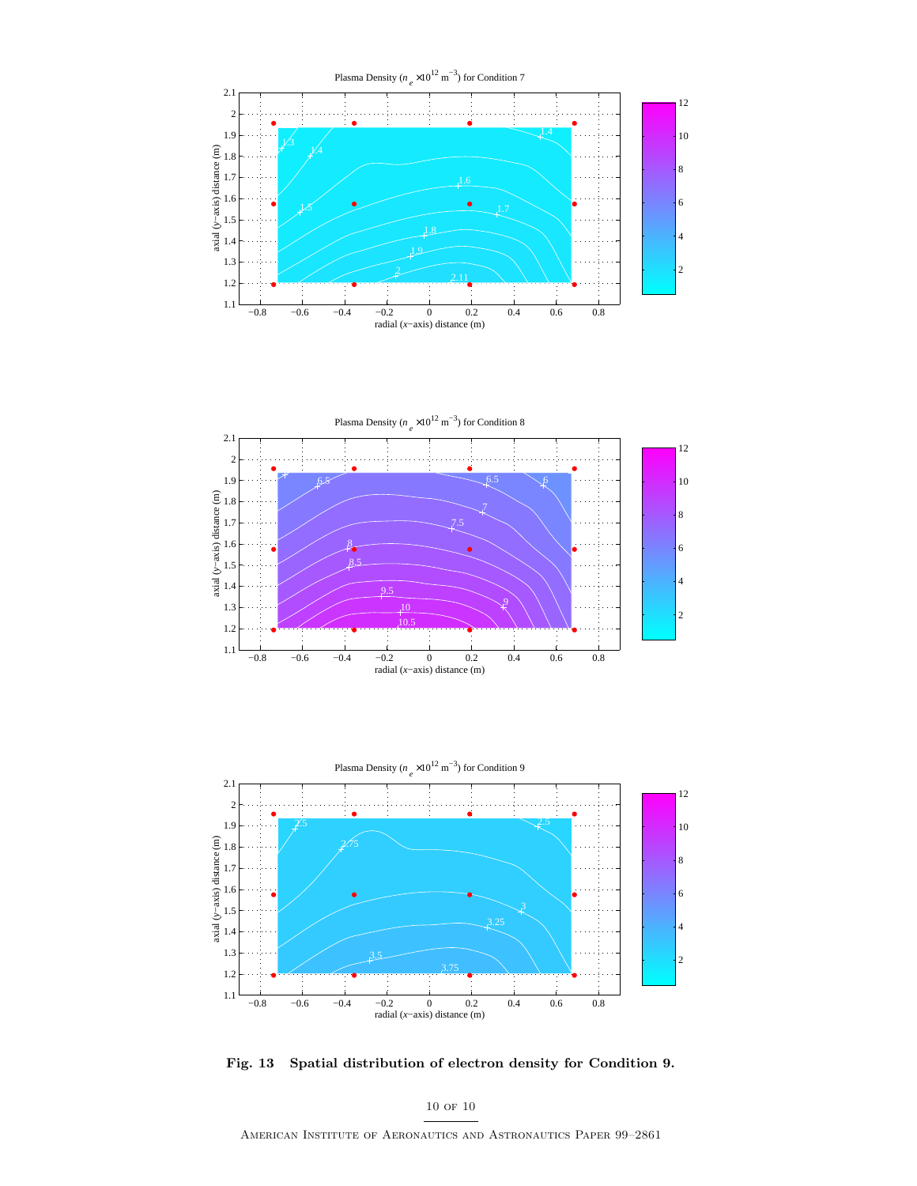Plasma Density ($n_e \times 10^{12}$ m$^{-3}$) for Condition 7

2.1
2
1.9
1.8
1.7
1.6
1.5
1.4
1.3
1.2
1.1

axial (y−axis) distance (m)

−0.8 −0.6 −0.4 −0.2 0 0.2 0.4 0.6 0.8

radial (x−axis) distance (m)

1.3 1.4 1.4 1.5 1.6 1.7 1.8 1.9 2 2.11

12 10 8 6 4 2

Plasma Density ($n_e \times 10^{12}$ m$^{-3}$) for Condition 8

2.1
2
1.9
1.8
1.7
1.6
1.5
1.4
1.3
1.2
1.1

axial (y−axis) distance (m)

−0.8 −0.6 −0.4 −0.2 0 0.2 0.4 0.6 0.8

radial (x−axis) distance (m)

6.5 6.5 6 7 7.5 8 8.5 9.5 10 10.5 9

12 10 8 6 4 2

Plasma Density ($n_e \times 10^{12}$ m$^{-3}$) for Condition 9

2.1
2
1.9
1.8
1.7
1.6
1.5
1.4
1.3
1.2
1.1

axial (y−axis) distance (m)

−0.8 −0.6 −0.4 −0.2 0 0.2 0.4 0.6 0.8

radial (x−axis) distance (m)

2.5 2.75 2.5 3 3.25 3.5 3.75

12 10 8 6 4 2

**Fig. 13 Spatial distribution of electron density for Condition 9.**